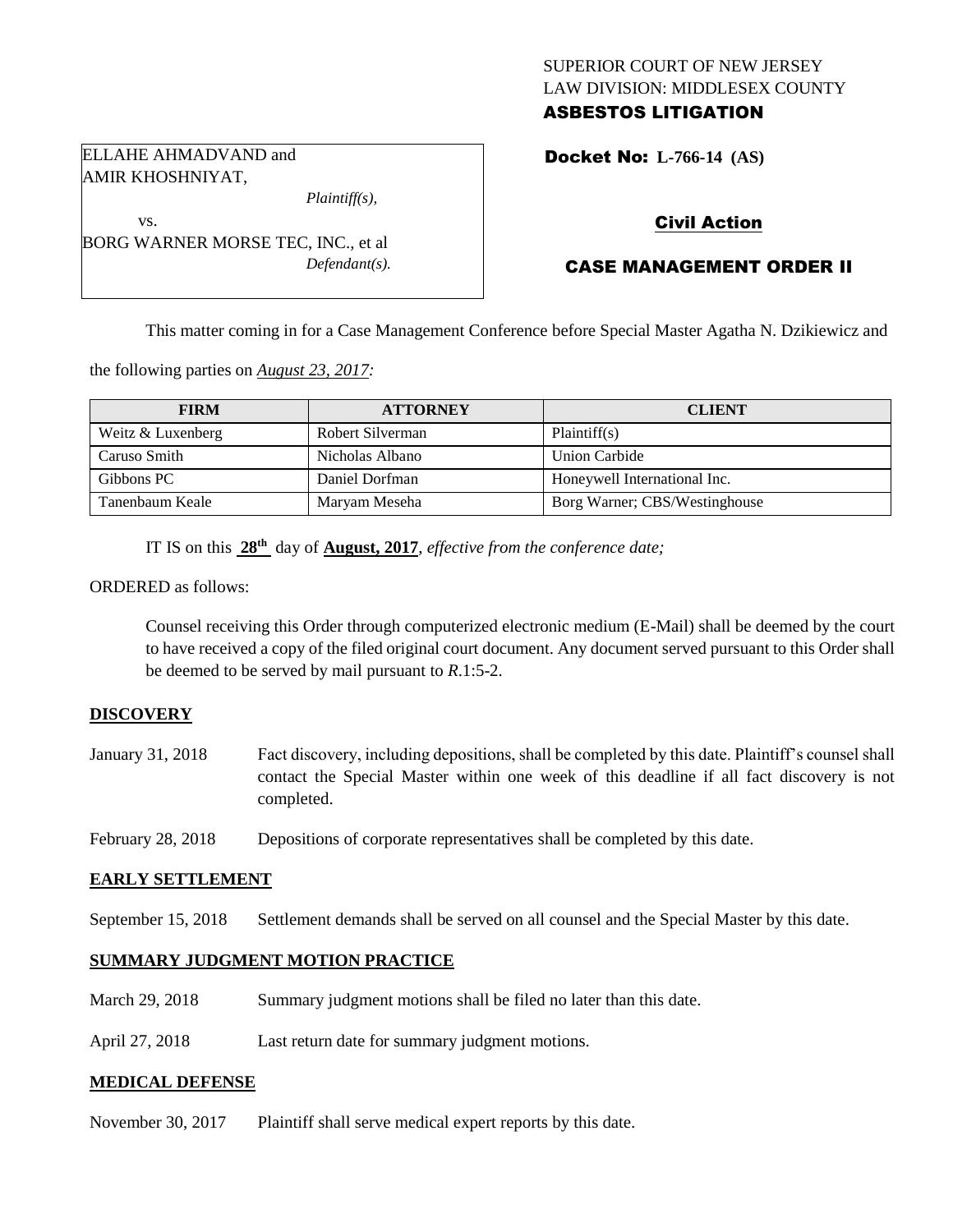SUPERIOR COURT OF NEW JERSEY
LAW DIVISION: MIDDLESEX COUNTY
**ASBESTOS LITIGATION**

ELLAHE AHMADVAND and AMIR KHOSHNIYAT,
*Plaintiff(s),*
vs.
BORG WARNER MORSE TEC, INC., et al
*Defendant(s).*

**Docket No: L-766-14 (AS)**

## Civil Action

## CASE MANAGEMENT ORDER II

This matter coming in for a Case Management Conference before Special Master Agatha N. Dzikiewicz and the following parties on *August 23, 2017:*

| FIRM | ATTORNEY | CLIENT |
|---|---|---|
| Weitz & Luxenberg | Robert Silverman | Plaintiff(s) |
| Caruso Smith | Nicholas Albano | Union Carbide |
| Gibbons PC | Daniel Dorfman | Honeywell International Inc. |
| Tanenbaum Keale | Maryam Meseha | Borg Warner; CBS/Westinghouse |

IT IS on this **28th** day of **August, 2017**, *effective from the conference date;*

ORDERED as follows:

Counsel receiving this Order through computerized electronic medium (E-Mail) shall be deemed by the court to have received a copy of the filed original court document. Any document served pursuant to this Order shall be deemed to be served by mail pursuant to *R*.1:5-2.

**DISCOVERY**

January 31, 2018 — Fact discovery, including depositions, shall be completed by this date. Plaintiff's counsel shall contact the Special Master within one week of this deadline if all fact discovery is not completed.

February 28, 2018 — Depositions of corporate representatives shall be completed by this date.

**EARLY SETTLEMENT**

September 15, 2018 — Settlement demands shall be served on all counsel and the Special Master by this date.

**SUMMARY JUDGMENT MOTION PRACTICE**

March 29, 2018 — Summary judgment motions shall be filed no later than this date.

April 27, 2018 — Last return date for summary judgment motions.

**MEDICAL DEFENSE**

November 30, 2017 — Plaintiff shall serve medical expert reports by this date.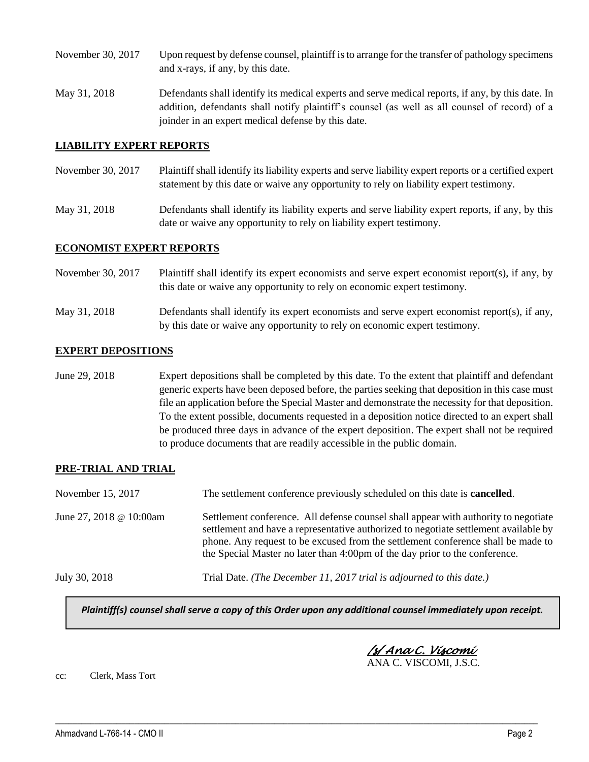| | |
|---|---|
| November 30, 2017 | Upon request by defense counsel, plaintiff is to arrange for the transfer of pathology specimens and x-rays, if any, by this date. |
| May 31, 2018 | Defendants shall identify its medical experts and serve medical reports, if any, by this date. In addition, defendants shall notify plaintiff's counsel (as well as all counsel of record) of a joinder in an expert medical defense by this date. |

## LIABILITY EXPERT REPORTS

| | |
|---|---|
| November 30, 2017 | Plaintiff shall identify its liability experts and serve liability expert reports or a certified expert statement by this date or waive any opportunity to rely on liability expert testimony. |
| May 31, 2018 | Defendants shall identify its liability experts and serve liability expert reports, if any, by this date or waive any opportunity to rely on liability expert testimony. |

## ECONOMIST EXPERT REPORTS

| | |
|---|---|
| November 30, 2017 | Plaintiff shall identify its expert economists and serve expert economist report(s), if any, by this date or waive any opportunity to rely on economic expert testimony. |
| May 31, 2018 | Defendants shall identify its expert economists and serve expert economist report(s), if any, by this date or waive any opportunity to rely on economic expert testimony. |

## EXPERT DEPOSITIONS

| | |
|---|---|
| June 29, 2018 | Expert depositions shall be completed by this date. To the extent that plaintiff and defendant generic experts have been deposed before, the parties seeking that deposition in this case must file an application before the Special Master and demonstrate the necessity for that deposition. To the extent possible, documents requested in a deposition notice directed to an expert shall be produced three days in advance of the expert deposition. The expert shall not be required to produce documents that are readily accessible in the public domain. |

## PRE-TRIAL AND TRIAL

| | |
|---|---|
| November 15, 2017 | The settlement conference previously scheduled on this date is **cancelled**. |
| June 27, 2018 @ 10:00am | Settlement conference. All defense counsel shall appear with authority to negotiate settlement and have a representative authorized to negotiate settlement available by phone. Any request to be excused from the settlement conference shall be made to the Special Master no later than 4:00pm of the day prior to the conference. |
| July 30, 2018 | Trial Date. *(The December 11, 2017 trial is adjourned to this date.)* |

***Plaintiff(s) counsel shall serve a copy of this Order upon any additional counsel immediately upon receipt.***

*/s/ Ana C. Viscomi*
ANA C. VISCOMI, J.S.C.

cc: Clerk, Mass Tort